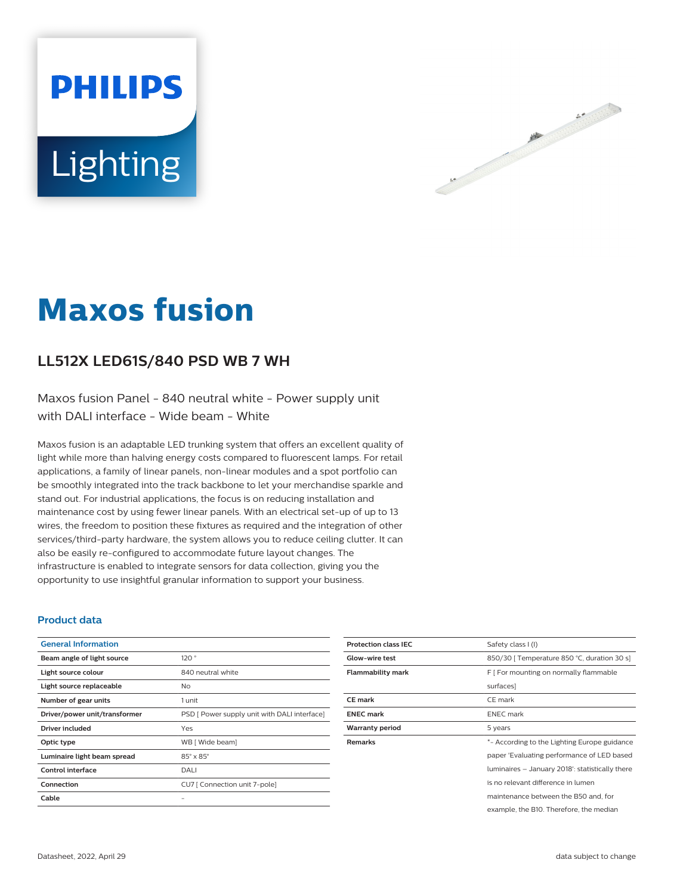# Maxos fusion

## LL512X LED61S/840 PSD WB 7 WH

Maxos fusion Panel - 840 neutral white - Power supply unit with DALI interface - Wide beam - White

Maxos fusion is an adaptable LED trunking system that offers an excellent quality of light while more than halving energy costs compared to fluorescent lamps. For retail applications, a family of linear panels, non-linear modules and a spot portfolio can be smoothly integrated into the track backbone to let your merchandise sparkle and stand out. For industrial applications, the focus is on reducing installation and maintenance cost by using fewer linear panels. With an electrical set-up of up to 13 wires, the freedom to position these fixtures as required and the integration of other services/third-party hardware, the system allows you to reduce ceiling clutter. It can also be easily re-configured to accommodate future layout changes. The infrastructure is enabled to integrate sensors for data collection, giving you the opportunity to use insightful granular information to support your business.

### Product data

| General Information | |
|---|---|
| Beam angle of light source | 120 ° |
| Light source colour | 840 neutral white |
| Light source replaceable | No |
| Number of gear units | 1 unit |
| Driver/power unit/transformer | PSD [ Power supply unit with DALI interface] |
| Driver included | Yes |
| Optic type | WB [ Wide beam] |
| Luminaire light beam spread | 85° x 85° |
| Control interface | DALI |
| Connection | CU7 [ Connection unit 7-pole] |
| Cable | - |

| | |
|---|---|
| Protection class IEC | Safety class I (I) |
| Glow-wire test | 850/30 [ Temperature 850 °C, duration 30 s] |
| Flammability mark | F [ For mounting on normally flammable surfaces] |
| CE mark | CE mark |
| ENEC mark | ENEC mark |
| Warranty period | 5 years |
| Remarks | *- According to the Lighting Europe guidance paper 'Evaluating performance of LED based luminaires – January 2018': statistically there is no relevant difference in lumen maintenance between the B50 and, for example, the B10. Therefore, the median |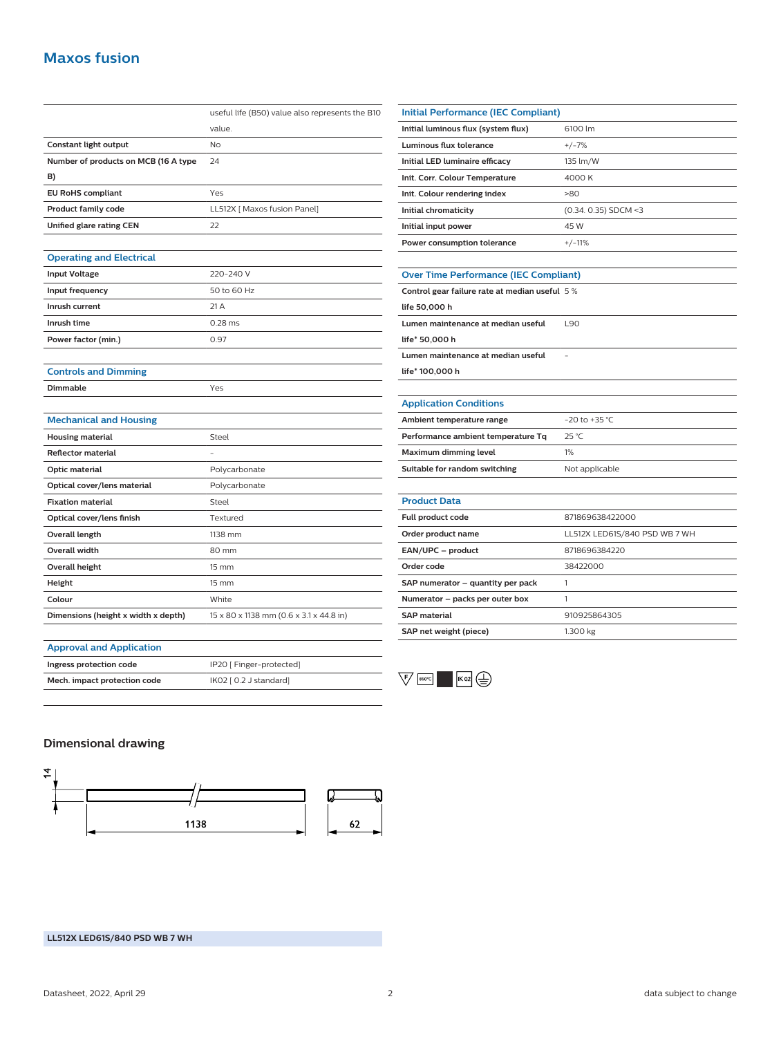# Maxos fusion

| | |
|---|---|
| | useful life (B50) value also represents the B10 value. |
| **Constant light output** | No |
| **Number of products on MCB (16 A type B)** | 24 |
| **EU RoHS compliant** | Yes |
| **Product family code** | LL512X [ Maxos fusion Panel] |
| **Unified glare rating CEN** | 22 |

## Operating and Electrical

| | |
|---|---|
| **Input Voltage** | 220-240 V |
| **Input frequency** | 50 to 60 Hz |
| **Inrush current** | 21 A |
| **Inrush time** | 0.28 ms |
| **Power factor (min.)** | 0.97 |

## Controls and Dimming

| | |
|---|---|
| **Dimmable** | Yes |

## Mechanical and Housing

| | |
|---|---|
| **Housing material** | Steel |
| **Reflector material** | - |
| **Optic material** | Polycarbonate |
| **Optical cover/lens material** | Polycarbonate |
| **Fixation material** | Steel |
| **Optical cover/lens finish** | Textured |
| **Overall length** | 1138 mm |
| **Overall width** | 80 mm |
| **Overall height** | 15 mm |
| **Height** | 15 mm |
| **Colour** | White |
| **Dimensions (height x width x depth)** | 15 x 80 x 1138 mm (0.6 x 3.1 x 44.8 in) |

## Approval and Application

| | |
|---|---|
| **Ingress protection code** | IP20 [ Finger-protected] |
| **Mech. impact protection code** | IK02 [ 0.2 J standard] |

## Initial Performance (IEC Compliant)

| | |
|---|---|
| **Initial luminous flux (system flux)** | 6100 lm |
| **Luminous flux tolerance** | +/-7% |
| **Initial LED luminaire efficacy** | 135 lm/W |
| **Init. Corr. Colour Temperature** | 4000 K |
| **Init. Colour rendering index** | >80 |
| **Initial chromaticity** | (0.34. 0.35) SDCM <3 |
| **Initial input power** | 45 W |
| **Power consumption tolerance** | +/-11% |

## Over Time Performance (IEC Compliant)

| | |
|---|---|
| **Control gear failure rate at median useful life 50,000 h** | 5 % |
| **Lumen maintenance at median useful life* 50,000 h** | L90 |
| **Lumen maintenance at median useful life* 100,000 h** | - |

## Application Conditions

| | |
|---|---|
| **Ambient temperature range** | -20 to +35 °C |
| **Performance ambient temperature Tq** | 25 °C |
| **Maximum dimming level** | 1% |
| **Suitable for random switching** | Not applicable |

## Product Data

| | |
|---|---|
| **Full product code** | 871869638422000 |
| **Order product name** | LL512X LED61S/840 PSD WB 7 WH |
| **EAN/UPC – product** | 8718696384220 |
| **Order code** | 38422000 |
| **SAP numerator – quantity per pack** | 1 |
| **Numerator – packs per outer box** | 1 |
| **SAP material** | 910925864305 |
| **SAP net weight (piece)** | 1.300 kg |

## Dimensional drawing

14
1138
62

**LL512X LED61S/840 PSD WB 7 WH**

Datasheet, 2022, April 29

data subject to change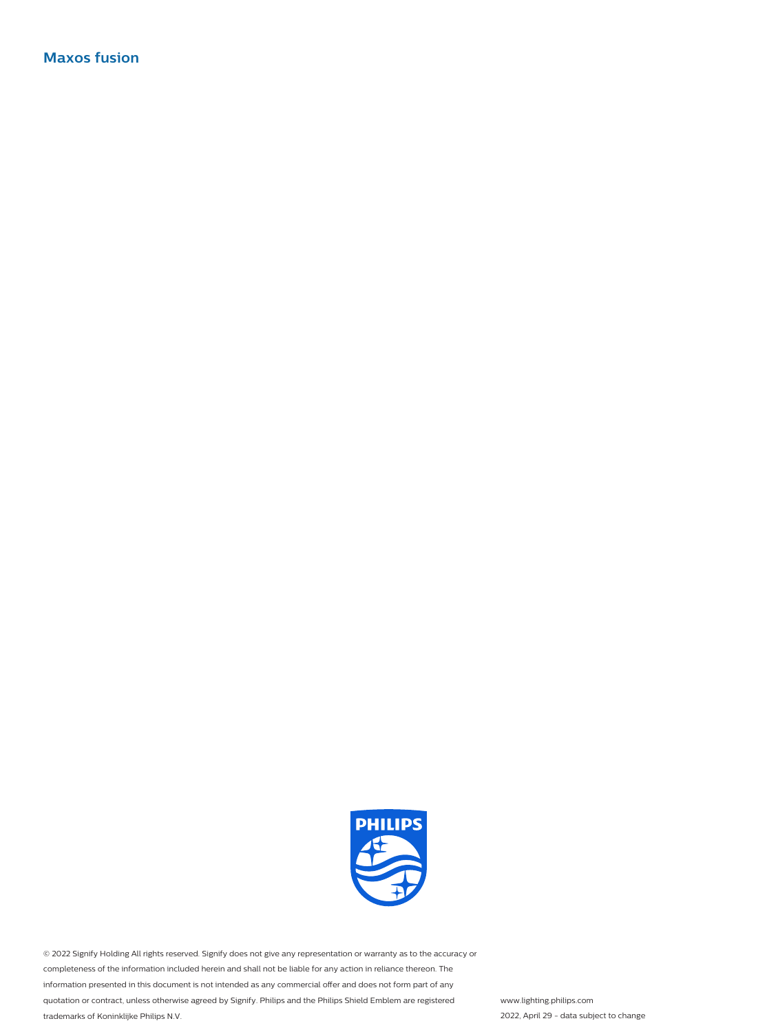Maxos fusion

© 2022 Signify Holding All rights reserved. Signify does not give any representation or warranty as to the accuracy or completeness of the information included herein and shall not be liable for any action in reliance thereon. The information presented in this document is not intended as any commercial offer and does not form part of any quotation or contract, unless otherwise agreed by Signify. Philips and the Philips Shield Emblem are registered trademarks of Koninklijke Philips N.V.

www.lighting.philips.com

2022, April 29 - data subject to change